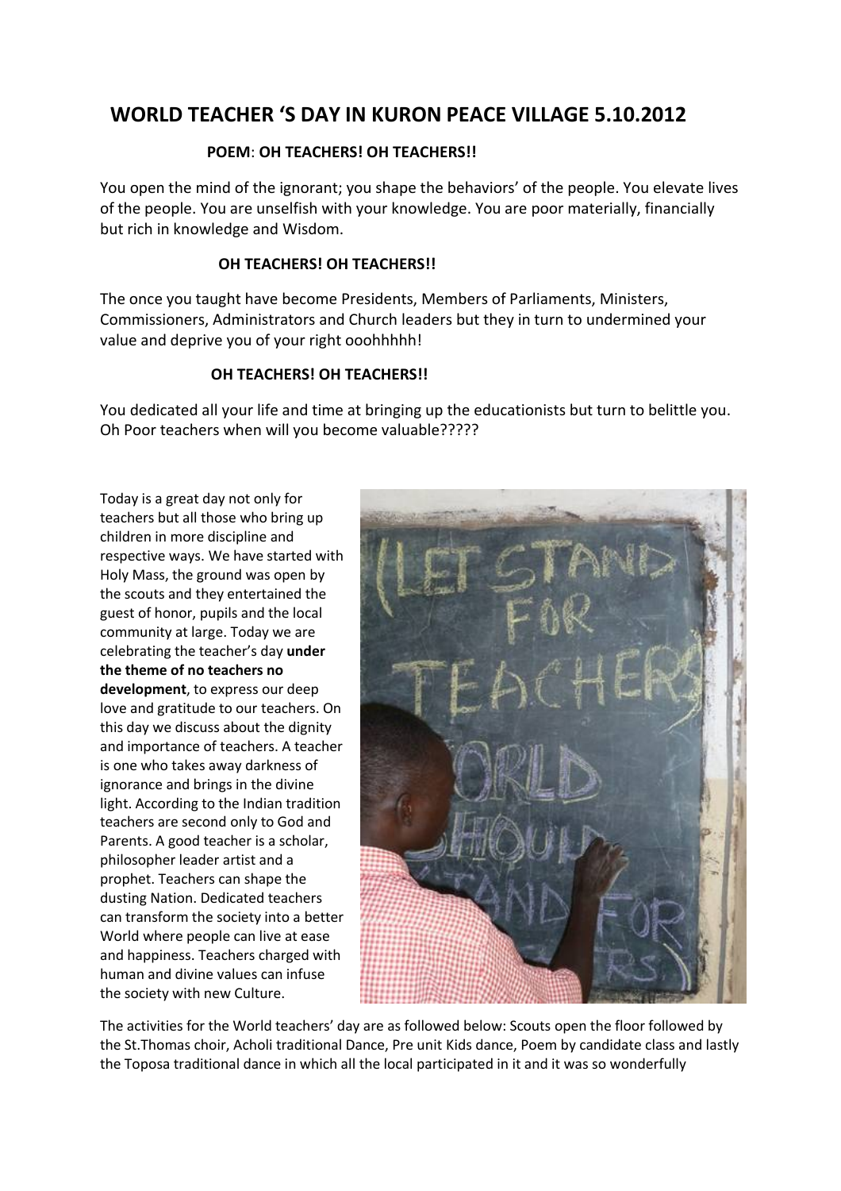# WORLD TEACHER 'S DAY IN KURON PEACE VILLAGE 5.10.2012

**POEM**: **OH TEACHERS! OH TEACHERS!!**

You open the mind of the ignorant; you shape the behaviors' of the people. You elevate lives of the people. You are unselfish with your knowledge. You are poor materially, financially but rich in knowledge and Wisdom.

**OH TEACHERS! OH TEACHERS!!**

The once you taught have become Presidents, Members of Parliaments, Ministers, Commissioners, Administrators and Church leaders but they in turn to undermined your value and deprive you of your right ooohhhhh!

**OH TEACHERS! OH TEACHERS!!**

You dedicated all your life and time at bringing up the educationists but turn to belittle you. Oh Poor teachers when will you become valuable?????

Today is a great day not only for teachers but all those who bring up children in more discipline and respective ways. We have started with Holy Mass, the ground was open by the scouts and they entertained the guest of honor, pupils and the local community at large. Today we are celebrating the teacher's day **under the theme of no teachers no development**, to express our deep love and gratitude to our teachers. On this day we discuss about the dignity and importance of teachers. A teacher is one who takes away darkness of ignorance and brings in the divine light. According to the Indian tradition teachers are second only to God and Parents. A good teacher is a scholar, philosopher leader artist and a prophet. Teachers can shape the dusting Nation. Dedicated teachers can transform the society into a better World where people can live at ease and happiness. Teachers charged with human and divine values can infuse the society with new Culture.

The activities for the World teachers' day are as followed below: Scouts open the floor followed by the St.Thomas choir, Acholi traditional Dance, Pre unit Kids dance, Poem by candidate class and lastly the Toposa traditional dance in which all the local participated in it and it was so wonderfully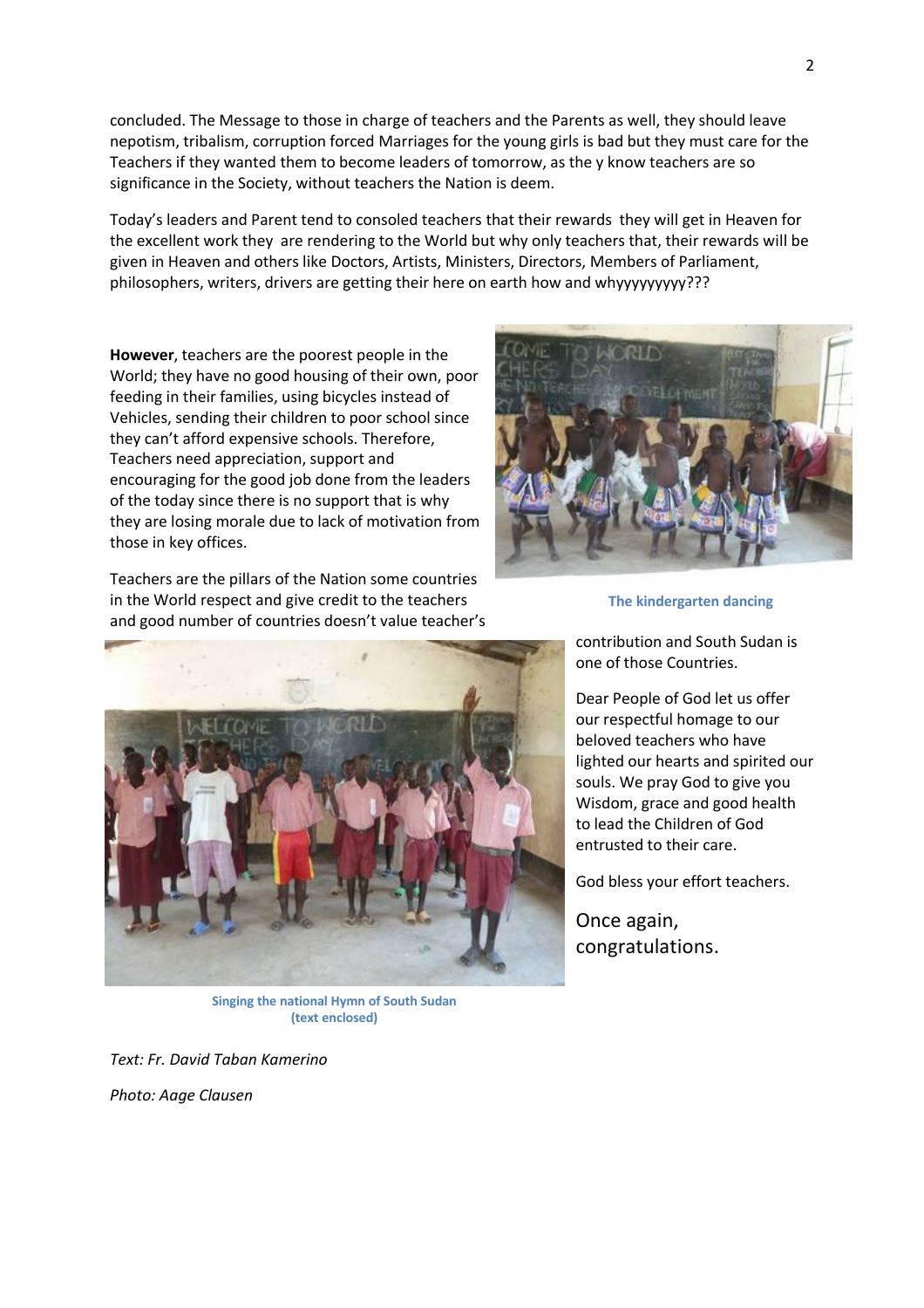concluded. The Message to those in charge of teachers and the Parents as well, they should leave nepotism, tribalism, corruption forced Marriages for the young girls is bad but they must care for the Teachers if they wanted them to become leaders of tomorrow, as the y know teachers are so significance in the Society, without teachers the Nation is deem.

Today's leaders and Parent tend to consoled teachers that their rewards they will get in Heaven for the excellent work they are rendering to the World but why only teachers that, their rewards will be given in Heaven and others like Doctors, Artists, Ministers, Directors, Members of Parliament, philosophers, writers, drivers are getting their here on earth how and whyyyyyyyyy???

**However**, teachers are the poorest people in the World; they have no good housing of their own, poor feeding in their families, using bicycles instead of Vehicles, sending their children to poor school since they can't afford expensive schools. Therefore, Teachers need appreciation, support and encouraging for the good job done from the leaders of the today since there is no support that is why they are losing morale due to lack of motivation from those in key offices.

The kindergarten dancing

Teachers are the pillars of the Nation some countries in the World respect and give credit to the teachers and good number of countries doesn't value teacher's contribution and South Sudan is one of those Countries.

Singing the national Hymn of South Sudan (text enclosed)

Dear People of God let us offer our respectful homage to our beloved teachers who have lighted our hearts and spirited our souls. We pray God to give you Wisdom, grace and good health to lead the Children of God entrusted to their care.

God bless your effort teachers.

Once again, congratulations.

*Text: Fr. David Taban Kamerino*

*Photo: Aage Clausen*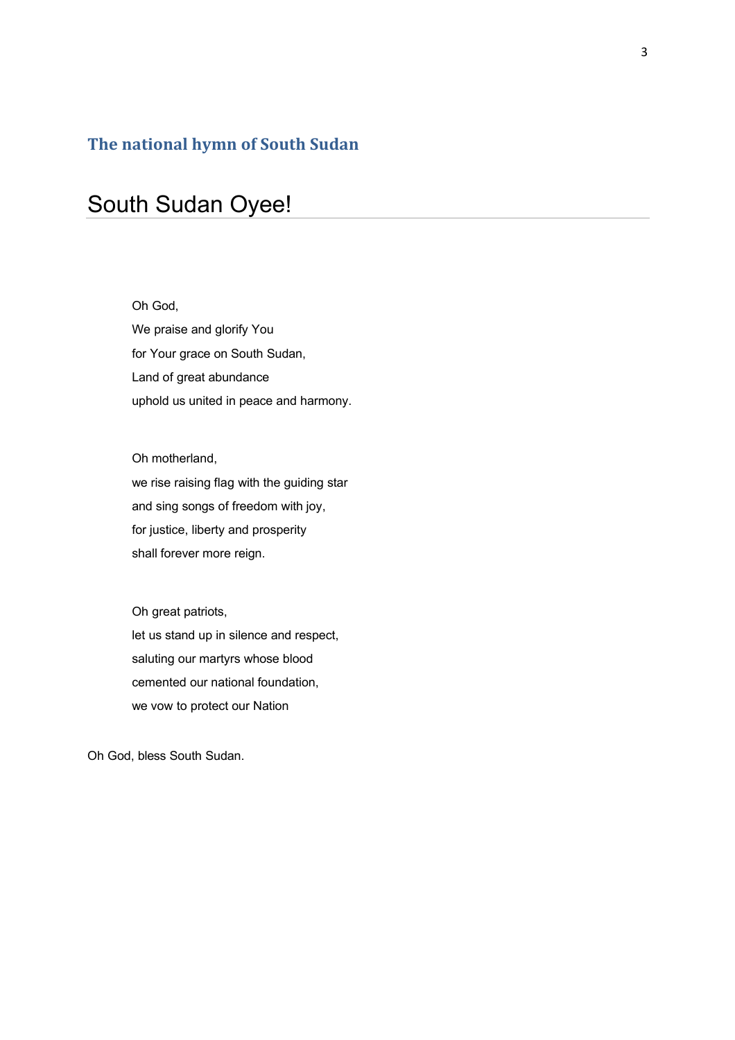### The national hymn of South Sudan

# South Sudan Oyee!

Oh God,  
We praise and glorify You  
for Your grace on South Sudan,  
Land of great abundance  
uphold us united in peace and harmony.

Oh motherland,  
we rise raising flag with the guiding star  
and sing songs of freedom with joy,  
for justice, liberty and prosperity  
shall forever more reign.

Oh great patriots,  
let us stand up in silence and respect,  
saluting our martyrs whose blood  
cemented our national foundation,  
we vow to protect our Nation

Oh God, bless South Sudan.